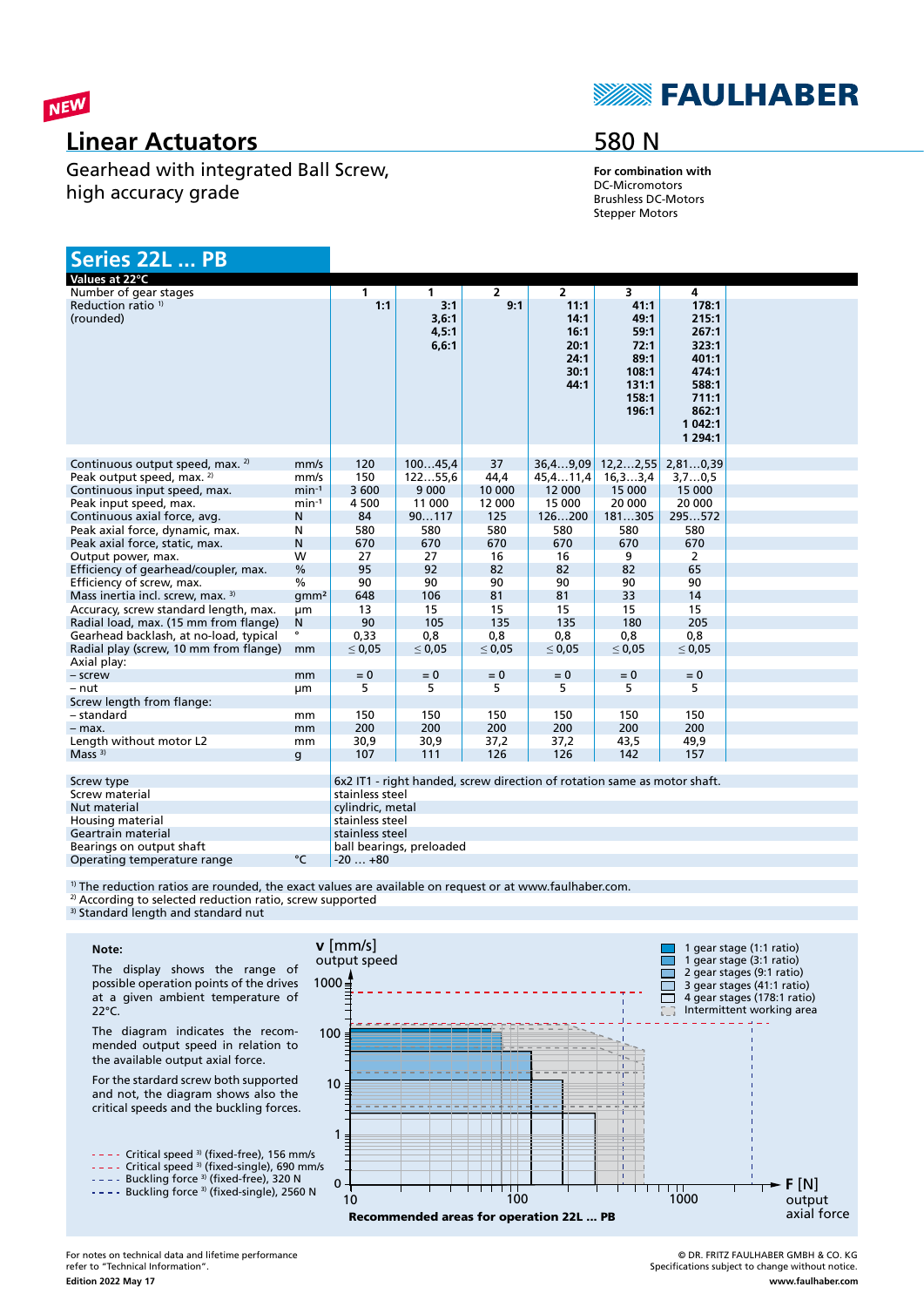NEW

# Linear Actuators

Gearhead with integrated Ball Screw, high accuracy grade

# 580 N

**For combination with**
DC-Micromotors
Brushless DC-Motors
Stepper Motors

## Series 22L ... PB

| Values at 22°C | | | | | | | |
|---|---|---|---|---|---|---|---|
| Number of gear stages | | 1 | 1 | 2 | 2 | 3 | 4 |
| Reduction ratio [1] (rounded) | | **1:1** | **3:1, 3,6:1, 4,5:1, 6,6:1** | **9:1** | **11:1, 14:1, 16:1, 20:1, 24:1, 30:1, 44:1** | **41:1, 49:1, 59:1, 72:1, 89:1, 108:1, 131:1, 158:1, 196:1** | **178:1, 215:1, 267:1, 323:1, 401:1, 474:1, 588:1, 711:1, 862:1, 1 042:1, 1 294:1** |
| Continuous output speed, max. [2] | mm/s | 120 | 100…45,4 | 37 | 36,4…9,09 | 12,2…2,55 | 2,81…0,39 |
| Peak output speed, max. [2] | mm/s | 150 | 122…55,6 | 44,4 | 45,4…11,4 | 16,3…3,4 | 3,7…0,5 |
| Continuous input speed, max. | min⁻¹ | 3 600 | 9 000 | 10 000 | 12 000 | 15 000 | 15 000 |
| Peak input speed, max. | min⁻¹ | 4 500 | 11 000 | 12 000 | 15 000 | 20 000 | 20 000 |
| Continuous axial force, avg. | N | 84 | 90…117 | 125 | 126…200 | 181…305 | 295…572 |
| Peak axial force, dynamic, max. | N | 580 | 580 | 580 | 580 | 580 | 580 |
| Peak axial force, static, max. | N | 670 | 670 | 670 | 670 | 670 | 670 |
| Output power, max. | W | 27 | 27 | 16 | 16 | 9 | 2 |
| Efficiency of gearhead/coupler, max. | % | 95 | 92 | 82 | 82 | 82 | 65 |
| Efficiency of screw, max. | % | 90 | 90 | 90 | 90 | 90 | 90 |
| Mass inertia incl. screw, max. [3] | gmm² | 648 | 106 | 81 | 81 | 33 | 14 |
| Accuracy, screw standard length, max. | µm | 13 | 15 | 15 | 15 | 15 | 15 |
| Radial load, max. (15 mm from flange) | N | 90 | 105 | 135 | 135 | 180 | 205 |
| Gearhead backlash, at no-load, typical | ° | 0,33 | 0,8 | 0,8 | 0,8 | 0,8 | 0,8 |
| Radial play (screw, 10 mm from flange) | mm | ≤ 0,05 | ≤ 0,05 | ≤ 0,05 | ≤ 0,05 | ≤ 0,05 | ≤ 0,05 |
| Axial play: | | | | | | | |
| – screw | mm | = 0 | = 0 | = 0 | = 0 | = 0 | = 0 |
| – nut | µm | 5 | 5 | 5 | 5 | 5 | 5 |
| Screw length from flange: | | | | | | | |
| – standard | mm | 150 | 150 | 150 | 150 | 150 | 150 |
| – max. | mm | 200 | 200 | 200 | 200 | 200 | 200 |
| Length without motor L2 | mm | 30,9 | 30,9 | 37,2 | 37,2 | 43,5 | 49,9 |
| Mass [3] | g | 107 | 111 | 126 | 126 | 142 | 157 |

| | | |
|---|---|---|
| Screw type | | 6x2 IT1 - right handed, screw direction of rotation same as motor shaft. |
| Screw material | | stainless steel |
| Nut material | | cylindric, metal |
| Housing material | | stainless steel |
| Geartrain material | | stainless steel |
| Bearings on output shaft | | ball bearings, preloaded |
| Operating temperature range | °C | -20 … +80 |

[1] The reduction ratios are rounded, the exact values are available on request or at www.faulhaber.com.
[2] According to selected reduction ratio, screw supported
[3] Standard length and standard nut

**Note:**

The display shows the range of possible operation points of the drives at a given ambient temperature of 22°C.

The diagram indicates the recommended output speed in relation to the available output axial force.

For the standard screw both supported and not, the diagram shows also the critical speeds and the buckling forces.

- Critical speed [3] (fixed-free), 156 mm/s
- Critical speed [3] (fixed-single), 690 mm/s
- Buckling force [3] (fixed-free), 320 N
- Buckling force [3] (fixed-single), 2560 N

v [mm/s] output speed — F [N] output axial force

- 1 gear stage (1:1 ratio)
- 1 gear stage (3:1 ratio)
- 2 gear stages (9:1 ratio)
- 3 gear stages (41:1 ratio)
- 4 gear stages (178:1 ratio)
- Intermittent working area

**Recommended areas for operation 22L ... PB**

For notes on technical data and lifetime performance refer to "Technical Information".
**Edition 2022 May 17**

© DR. FRITZ FAULHABER GMBH & CO. KG
Specifications subject to change without notice.
**www.faulhaber.com**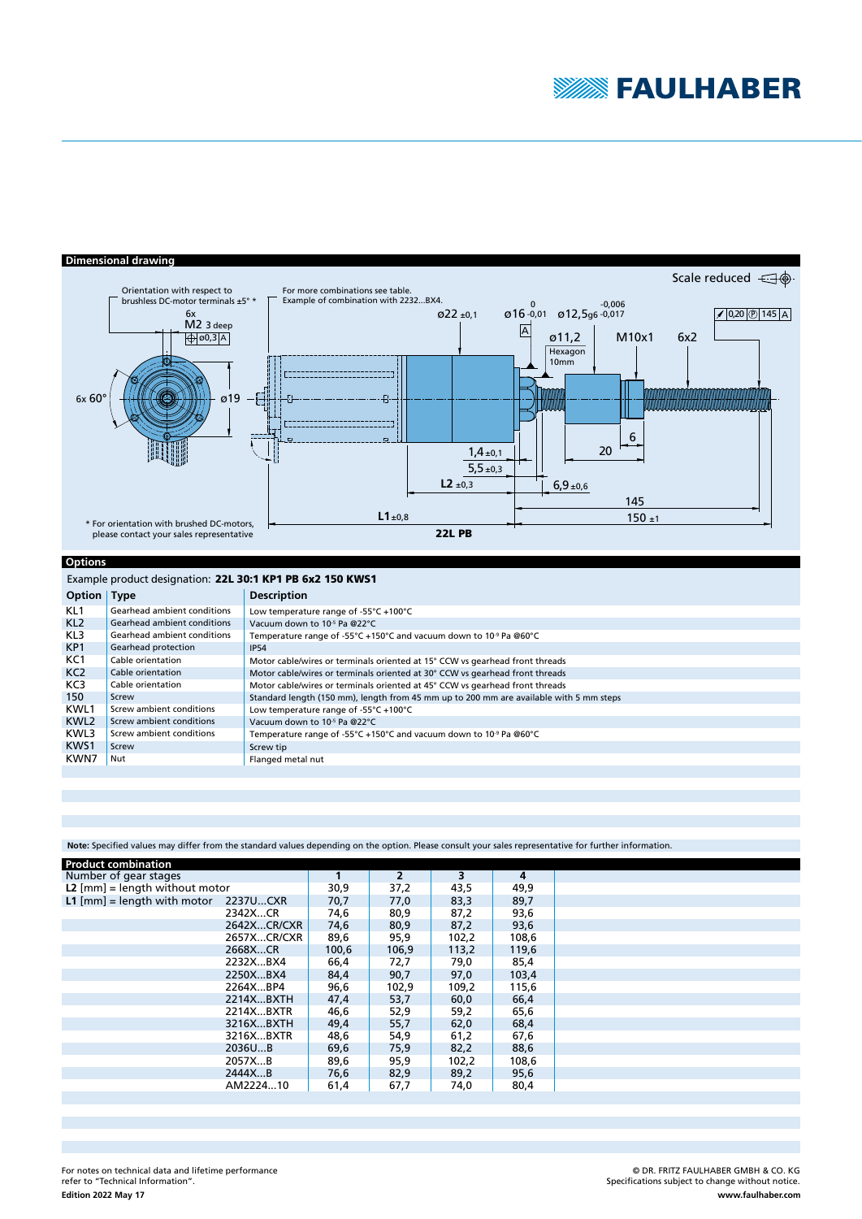## Dimensional drawing

Scale reduced

Orientation with respect to brushless DC-motor terminals ±5° *

6x M2 3 deep

ø0,3 A

6x 60°

ø19

For more combinations see table.
Example of combination with 2232...BX4.

ø22 ±0,1

ø16 0 -0,01

ø12,5g6 -0,006 -0,017

A

ø11,2

Hexagon 10mm

M10x1

6x2

0,20 145 A

1,4 ±0,1

5,5 ±0,3

L2 ±0,3

6,9 ±0,6

6

20

145

150 ±1

L1 ±0,8

22L PB

* For orientation with brushed DC-motors, please contact your sales representative

## Options

Example product designation: **22L 30:1 KP1 PB 6x2 150 KWS1**

| Option | Type | Description |
|---|---|---|
| KL1 | Gearhead ambient conditions | Low temperature range of -55°C +100°C |
| KL2 | Gearhead ambient conditions | Vacuum down to $10^{-5}$ Pa @22°C |
| KL3 | Gearhead ambient conditions | Temperature range of -55°C +150°C and vacuum down to $10^{-9}$ Pa @60°C |
| KP1 | Gearhead protection | IP54 |
| KC1 | Cable orientation | Motor cable/wires or terminals oriented at 15° CCW vs gearhead front threads |
| KC2 | Cable orientation | Motor cable/wires or terminals oriented at 30° CCW vs gearhead front threads |
| KC3 | Cable orientation | Motor cable/wires or terminals oriented at 45° CCW vs gearhead front threads |
| 150 | Screw | Standard length (150 mm), length from 45 mm up to 200 mm are available with 5 mm steps |
| KWL1 | Screw ambient conditions | Low temperature range of -55°C +100°C |
| KWL2 | Screw ambient conditions | Vacuum down to $10^{-5}$ Pa @22°C |
| KWL3 | Screw ambient conditions | Temperature range of -55°C +150°C and vacuum down to $10^{-9}$ Pa @60°C |
| KWS1 | Screw | Screw tip |
| KWN7 | Nut | Flanged metal nut |

**Note:** Specified values may differ from the standard values depending on the option. Please consult your sales representative for further information.

## Product combination

| Number of gear stages | | 1 | 2 | 3 | 4 |
|---|---|---|---|---|---|
| **L2** [mm] = length without motor | | 30,9 | 37,2 | 43,5 | 49,9 |
| **L1** [mm] = length with motor | 2237U...CXR | 70,7 | 77,0 | 83,3 | 89,7 |
| | 2342X...CR | 74,6 | 80,9 | 87,2 | 93,6 |
| | 2642X...CR/CXR | 74,6 | 80,9 | 87,2 | 93,6 |
| | 2657X...CR/CXR | 89,6 | 95,9 | 102,2 | 108,6 |
| | 2668X...CR | 100,6 | 106,9 | 113,2 | 119,6 |
| | 2232X...BX4 | 66,4 | 72,7 | 79,0 | 85,4 |
| | 2250X...BX4 | 84,4 | 90,7 | 97,0 | 103,4 |
| | 2264X...BP4 | 96,6 | 102,9 | 109,2 | 115,6 |
| | 2214X...BXTH | 47,4 | 53,7 | 60,0 | 66,4 |
| | 2214X...BXTR | 46,6 | 52,9 | 59,2 | 65,6 |
| | 3216X...BXTH | 49,4 | 55,7 | 62,0 | 68,4 |
| | 3216X...BXTR | 48,6 | 54,9 | 61,2 | 67,6 |
| | 2036U...B | 69,6 | 75,9 | 82,2 | 88,6 |
| | 2057X...B | 89,6 | 95,9 | 102,2 | 108,6 |
| | 2444X...B | 76,6 | 82,9 | 89,2 | 95,6 |
| | AM2224...10 | 61,4 | 67,7 | 74,0 | 80,4 |

For notes on technical data and lifetime performance refer to "Technical Information".

**Edition 2022 May 17**

© DR. FRITZ FAULHABER GMBH & CO. KG
Specifications subject to change without notice.
**www.faulhaber.com**